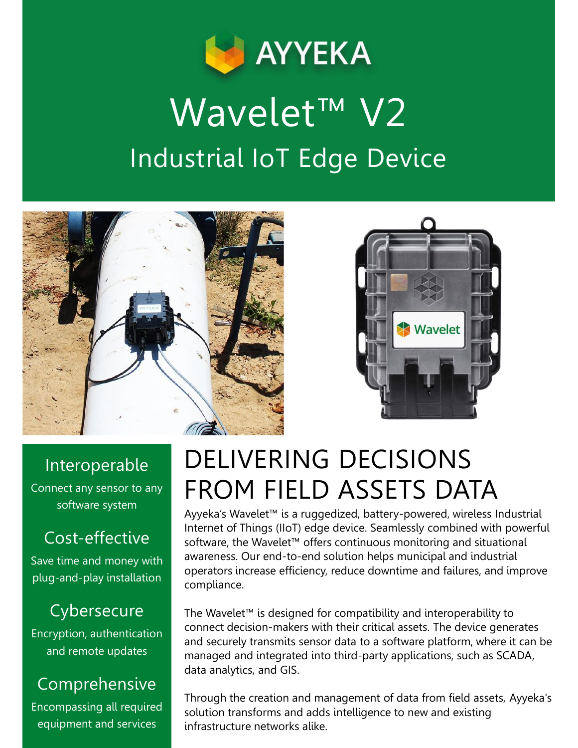# AYYEKA

# Wavelet™ V2

## Industrial IoT Edge Device

### Interoperable

Connect any sensor to any software system

### Cost-effective

Save time and money with plug-and-play installation

### Cybersecure

Encryption, authentication and remote updates

### Comprehensive

Encompassing all required equipment and services

# DELIVERING DECISIONS FROM FIELD ASSETS DATA

Ayyeka's Wavelet™ is a ruggedized, battery-powered, wireless Industrial Internet of Things (IIoT) edge device. Seamlessly combined with powerful software, the Wavelet™ offers continuous monitoring and situational awareness. Our end-to-end solution helps municipal and industrial operators increase efficiency, reduce downtime and failures, and improve compliance.

The Wavelet™ is designed for compatibility and interoperability to connect decision-makers with their critical assets. The device generates and securely transmits sensor data to a software platform, where it can be managed and integrated into third-party applications, such as SCADA, data analytics, and GIS.

Through the creation and management of data from field assets, Ayyeka's solution transforms and adds intelligence to new and existing infrastructure networks alike.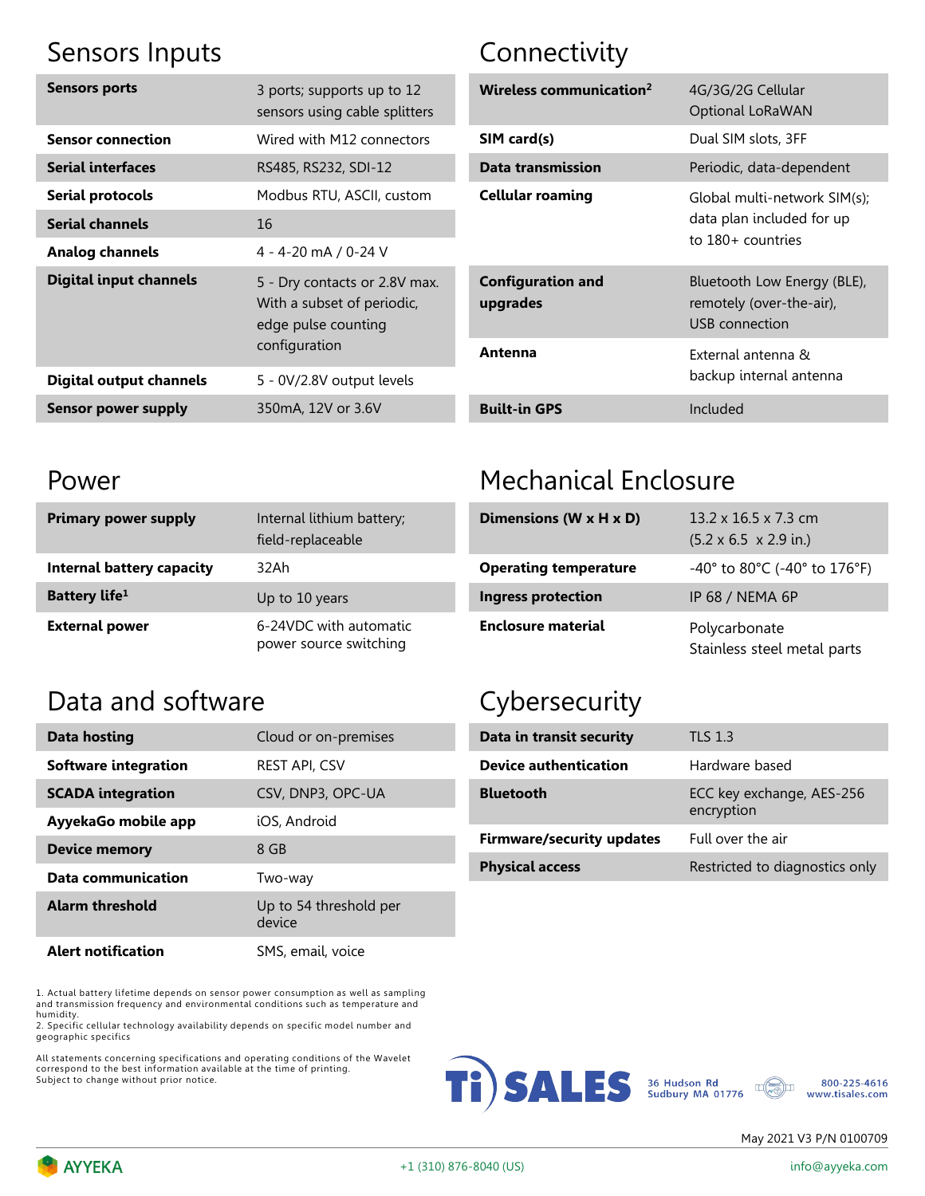## Sensors Inputs

| | |
|---|---|
| **Sensors ports** | 3 ports; supports up to 12 sensors using cable splitters |
| **Sensor connection** | Wired with M12 connectors |
| **Serial interfaces** | RS485, RS232, SDI-12 |
| **Serial protocols** | Modbus RTU, ASCII, custom |
| **Serial channels** | 16 |
| **Analog channels** | 4 - 4-20 mA / 0-24 V |
| **Digital input channels** | 5 - Dry contacts or 2.8V max. With a subset of periodic, edge pulse counting configuration |
| **Digital output channels** | 5 - 0V/2.8V output levels |
| **Sensor power supply** | 350mA, 12V or 3.6V |

## Connectivity

| | |
|---|---|
| **Wireless communication**[2] | 4G/3G/2G Cellular<br>Optional LoRaWAN |
| **SIM card(s)** | Dual SIM slots, 3FF |
| **Data transmission** | Periodic, data-dependent |
| **Cellular roaming** | Global multi-network SIM(s); data plan included for up to 180+ countries |
| **Configuration and upgrades** | Bluetooth Low Energy (BLE), remotely (over-the-air), USB connection |
| **Antenna** | External antenna & backup internal antenna |
| **Built-in GPS** | Included |

## Power

| | |
|---|---|
| **Primary power supply** | Internal lithium battery; field-replaceable |
| **Internal battery capacity** | 32Ah |
| **Battery life**[1] | Up to 10 years |
| **External power** | 6-24VDC with automatic power source switching |

## Mechanical Enclosure

| | |
|---|---|
| **Dimensions (W x H x D)** | 13.2 x 16.5 x 7.3 cm<br>(5.2 x 6.5 x 2.9 in.) |
| **Operating temperature** | -40° to 80°C (-40° to 176°F) |
| **Ingress protection** | IP 68 / NEMA 6P |
| **Enclosure material** | Polycarbonate<br>Stainless steel metal parts |

## Data and software

| | |
|---|---|
| **Data hosting** | Cloud or on-premises |
| **Software integration** | REST API, CSV |
| **SCADA integration** | CSV, DNP3, OPC-UA |
| **AyyekaGo mobile app** | iOS, Android |
| **Device memory** | 8 GB |
| **Data communication** | Two-way |
| **Alarm threshold** | Up to 54 threshold per device |
| **Alert notification** | SMS, email, voice |

## Cybersecurity

| | |
|---|---|
| **Data in transit security** | TLS 1.3 |
| **Device authentication** | Hardware based |
| **Bluetooth** | ECC key exchange, AES-256 encryption |
| **Firmware/security updates** | Full over the air |
| **Physical access** | Restricted to diagnostics only |

1. Actual battery lifetime depends on sensor power consumption as well as sampling and transmission frequency and environmental conditions such as temperature and humidity.
2. Specific cellular technology availability depends on specific model number and geographic specifics

All statements concerning specifications and operating conditions of the Wavelet correspond to the best information available at the time of printing.
Subject to change without prior notice.

Ti SALES
36 Hudson Rd
Sudbury MA 01776
800-225-4616
www.tisales.com

May 2021 V3 P/N 0100709

AYYEKA +1 (310) 876-8040 (US) info@ayyeka.com